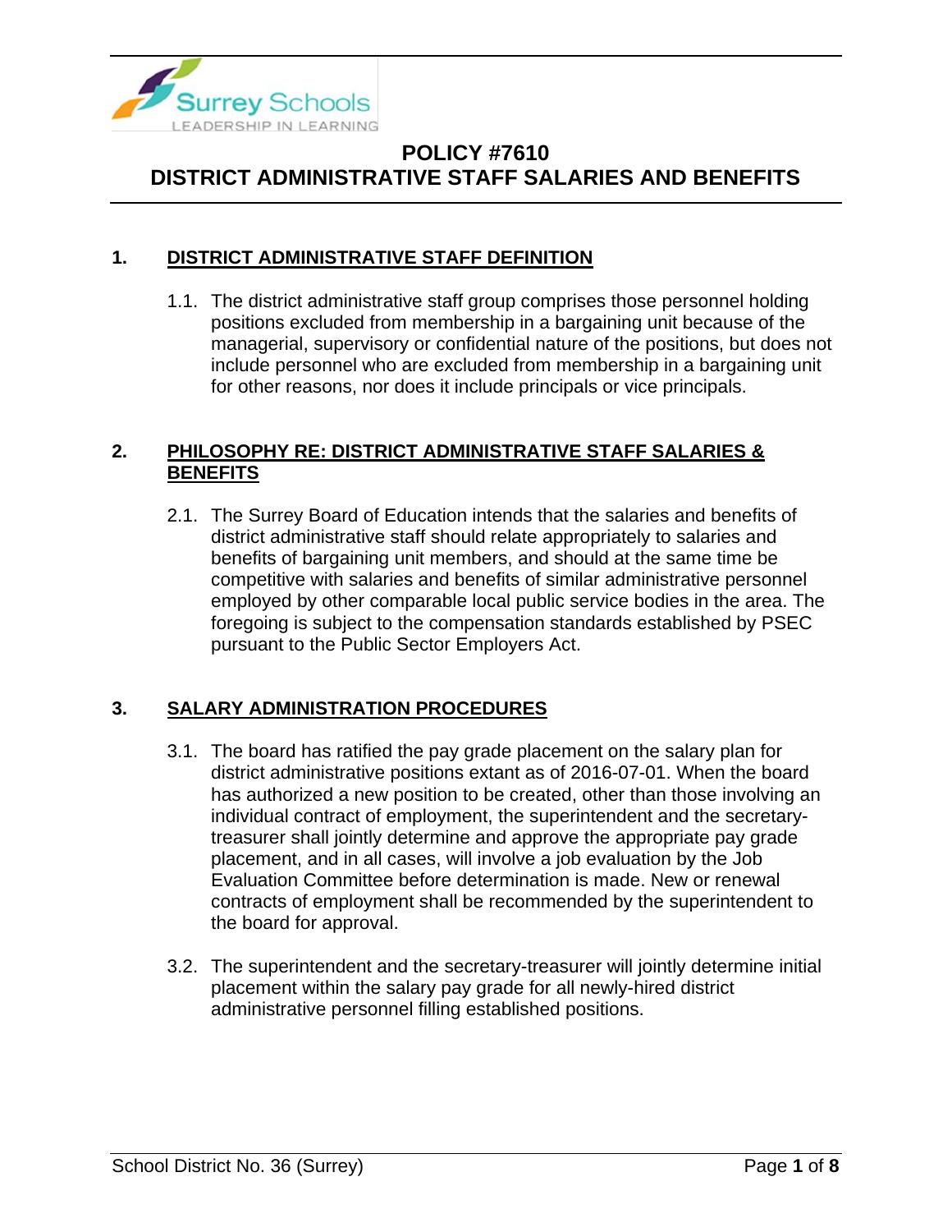# POLICY #7610
# DISTRICT ADMINISTRATIVE STAFF SALARIES AND BENEFITS

## 1. DISTRICT ADMINISTRATIVE STAFF DEFINITION

1.1. The district administrative staff group comprises those personnel holding positions excluded from membership in a bargaining unit because of the managerial, supervisory or confidential nature of the positions, but does not include personnel who are excluded from membership in a bargaining unit for other reasons, nor does it include principals or vice principals.

## 2. PHILOSOPHY RE: DISTRICT ADMINISTRATIVE STAFF SALARIES & BENEFITS

2.1. The Surrey Board of Education intends that the salaries and benefits of district administrative staff should relate appropriately to salaries and benefits of bargaining unit members, and should at the same time be competitive with salaries and benefits of similar administrative personnel employed by other comparable local public service bodies in the area. The foregoing is subject to the compensation standards established by PSEC pursuant to the Public Sector Employers Act.

## 3. SALARY ADMINISTRATION PROCEDURES

3.1. The board has ratified the pay grade placement on the salary plan for district administrative positions extant as of 2016-07-01. When the board has authorized a new position to be created, other than those involving an individual contract of employment, the superintendent and the secretary-treasurer shall jointly determine and approve the appropriate pay grade placement, and in all cases, will involve a job evaluation by the Job Evaluation Committee before determination is made. New or renewal contracts of employment shall be recommended by the superintendent to the board for approval.

3.2. The superintendent and the secretary-treasurer will jointly determine initial placement within the salary pay grade for all newly-hired district administrative personnel filling established positions.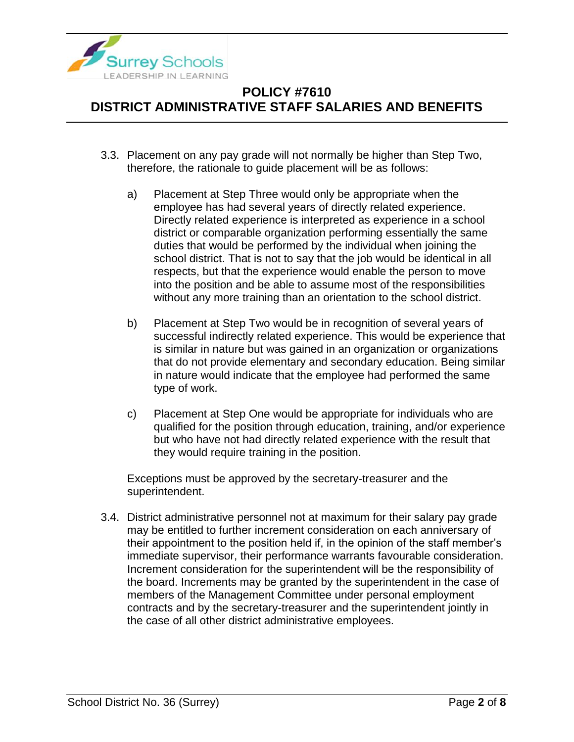3.3. Placement on any pay grade will not normally be higher than Step Two, therefore, the rationale to guide placement will be as follows:

   a) Placement at Step Three would only be appropriate when the employee has had several years of directly related experience. Directly related experience is interpreted as experience in a school district or comparable organization performing essentially the same duties that would be performed by the individual when joining the school district. That is not to say that the job would be identical in all respects, but that the experience would enable the person to move into the position and be able to assume most of the responsibilities without any more training than an orientation to the school district.

   b) Placement at Step Two would be in recognition of several years of successful indirectly related experience. This would be experience that is similar in nature but was gained in an organization or organizations that do not provide elementary and secondary education. Being similar in nature would indicate that the employee had performed the same type of work.

   c) Placement at Step One would be appropriate for individuals who are qualified for the position through education, training, and/or experience but who have not had directly related experience with the result that they would require training in the position.

   Exceptions must be approved by the secretary-treasurer and the superintendent.

3.4. District administrative personnel not at maximum for their salary pay grade may be entitled to further increment consideration on each anniversary of their appointment to the position held if, in the opinion of the staff member's immediate supervisor, their performance warrants favourable consideration. Increment consideration for the superintendent will be the responsibility of the board. Increments may be granted by the superintendent in the case of members of the Management Committee under personal employment contracts and by the secretary-treasurer and the superintendent jointly in the case of all other district administrative employees.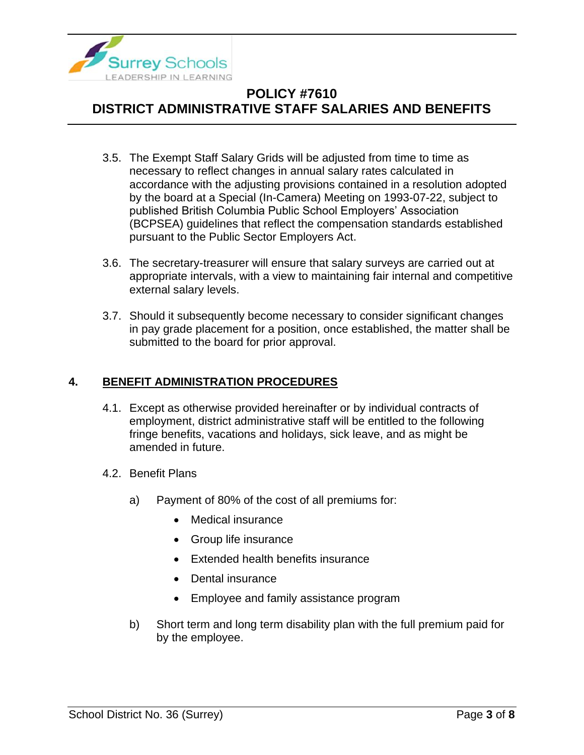3.5. The Exempt Staff Salary Grids will be adjusted from time to time as necessary to reflect changes in annual salary rates calculated in accordance with the adjusting provisions contained in a resolution adopted by the board at a Special (In-Camera) Meeting on 1993-07-22, subject to published British Columbia Public School Employers' Association (BCPSEA) guidelines that reflect the compensation standards established pursuant to the Public Sector Employers Act.

3.6. The secretary-treasurer will ensure that salary surveys are carried out at appropriate intervals, with a view to maintaining fair internal and competitive external salary levels.

3.7. Should it subsequently become necessary to consider significant changes in pay grade placement for a position, once established, the matter shall be submitted to the board for prior approval.

## 4. BENEFIT ADMINISTRATION PROCEDURES

4.1. Except as otherwise provided hereinafter or by individual contracts of employment, district administrative staff will be entitled to the following fringe benefits, vacations and holidays, sick leave, and as might be amended in future.

4.2. Benefit Plans

a) Payment of 80% of the cost of all premiums for:

- Medical insurance
- Group life insurance
- Extended health benefits insurance
- Dental insurance
- Employee and family assistance program

b) Short term and long term disability plan with the full premium paid for by the employee.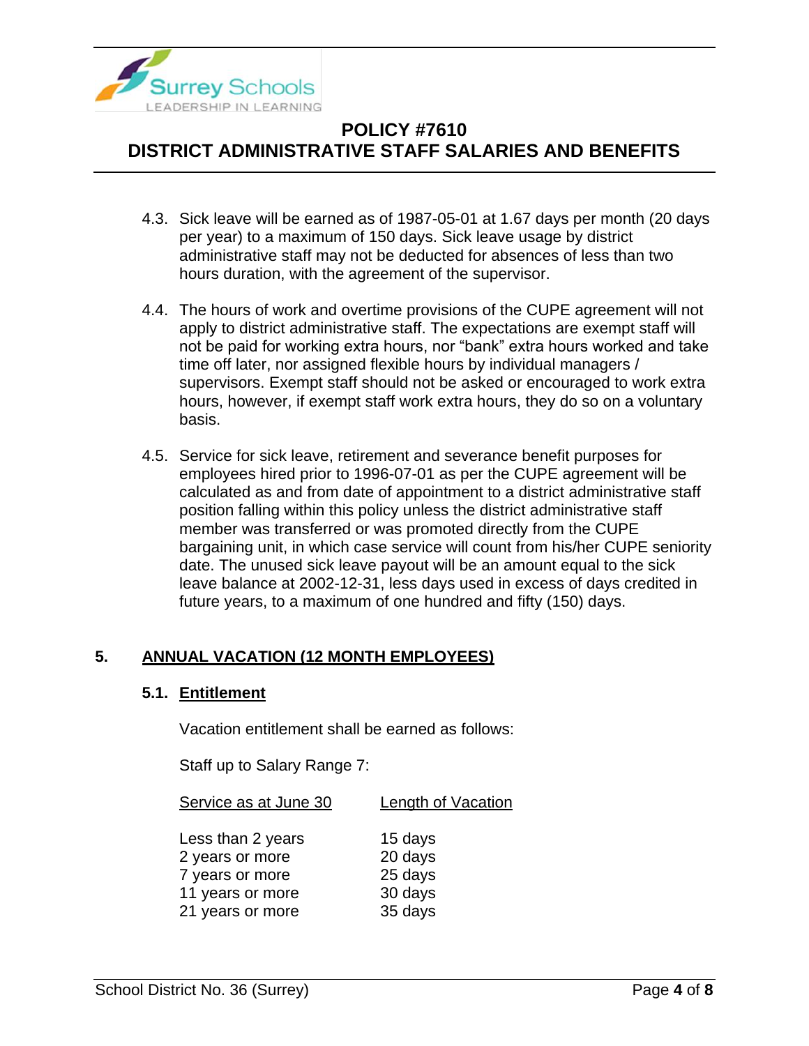4.3. Sick leave will be earned as of 1987-05-01 at 1.67 days per month (20 days per year) to a maximum of 150 days. Sick leave usage by district administrative staff may not be deducted for absences of less than two hours duration, with the agreement of the supervisor.

4.4. The hours of work and overtime provisions of the CUPE agreement will not apply to district administrative staff. The expectations are exempt staff will not be paid for working extra hours, nor "bank" extra hours worked and take time off later, nor assigned flexible hours by individual managers / supervisors. Exempt staff should not be asked or encouraged to work extra hours, however, if exempt staff work extra hours, they do so on a voluntary basis.

4.5. Service for sick leave, retirement and severance benefit purposes for employees hired prior to 1996-07-01 as per the CUPE agreement will be calculated as and from date of appointment to a district administrative staff position falling within this policy unless the district administrative staff member was transferred or was promoted directly from the CUPE bargaining unit, in which case service will count from his/her CUPE seniority date. The unused sick leave payout will be an amount equal to the sick leave balance at 2002-12-31, less days used in excess of days credited in future years, to a maximum of one hundred and fifty (150) days.

## 5. ANNUAL VACATION (12 MONTH EMPLOYEES)

### 5.1. Entitlement

Vacation entitlement shall be earned as follows:

Staff up to Salary Range 7:

| Service as at June 30 | Length of Vacation |
|---|---|
| Less than 2 years | 15 days |
| 2 years or more | 20 days |
| 7 years or more | 25 days |
| 11 years or more | 30 days |
| 21 years or more | 35 days |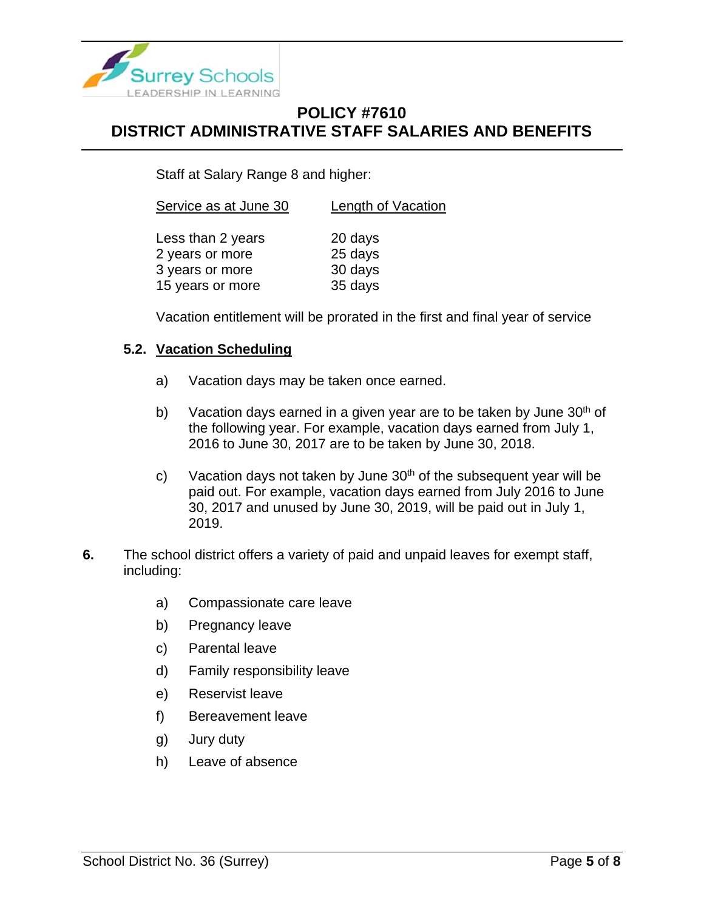Staff at Salary Range 8 and higher:

| Service as at June 30 | Length of Vacation |
|---|---|
| Less than 2 years | 20 days |
| 2 years or more | 25 days |
| 3 years or more | 30 days |
| 15 years or more | 35 days |

Vacation entitlement will be prorated in the first and final year of service

**5.2. Vacation Scheduling**

a) Vacation days may be taken once earned.

b) Vacation days earned in a given year are to be taken by June 30th of the following year. For example, vacation days earned from July 1, 2016 to June 30, 2017 are to be taken by June 30, 2018.

c) Vacation days not taken by June 30th of the subsequent year will be paid out. For example, vacation days earned from July 2016 to June 30, 2017 and unused by June 30, 2019, will be paid out in July 1, 2019.

**6.** The school district offers a variety of paid and unpaid leaves for exempt staff, including:

a) Compassionate care leave

b) Pregnancy leave

c) Parental leave

d) Family responsibility leave

e) Reservist leave

f) Bereavement leave

g) Jury duty

h) Leave of absence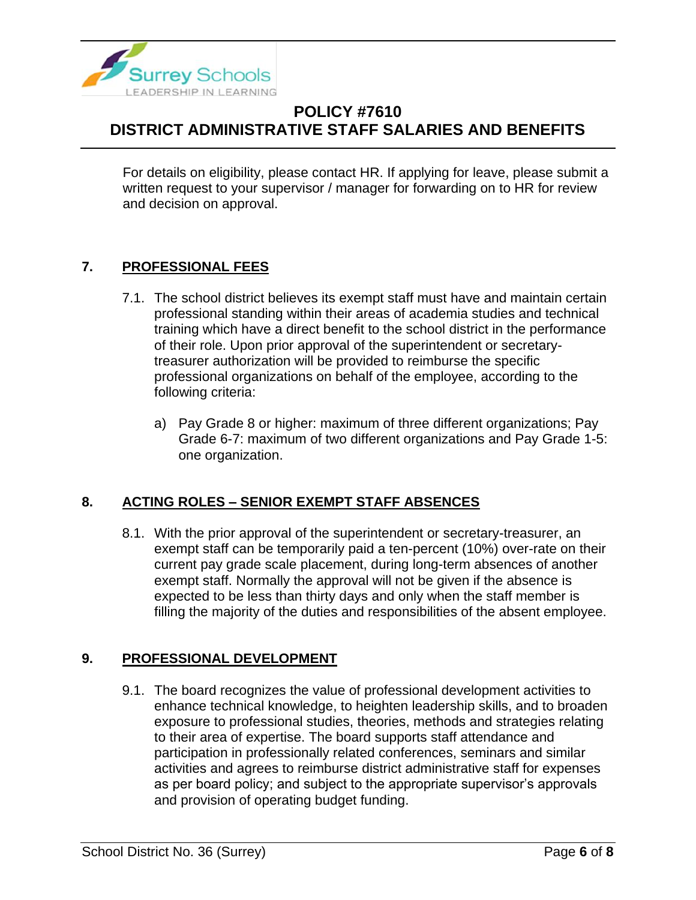For details on eligibility, please contact HR. If applying for leave, please submit a written request to your supervisor / manager for forwarding on to HR for review and decision on approval.

## 7. PROFESSIONAL FEES

7.1. The school district believes its exempt staff must have and maintain certain professional standing within their areas of academia studies and technical training which have a direct benefit to the school district in the performance of their role. Upon prior approval of the superintendent or secretary-treasurer authorization will be provided to reimburse the specific professional organizations on behalf of the employee, according to the following criteria:

a) Pay Grade 8 or higher: maximum of three different organizations; Pay Grade 6-7: maximum of two different organizations and Pay Grade 1-5: one organization.

## 8. ACTING ROLES – SENIOR EXEMPT STAFF ABSENCES

8.1. With the prior approval of the superintendent or secretary-treasurer, an exempt staff can be temporarily paid a ten-percent (10%) over-rate on their current pay grade scale placement, during long-term absences of another exempt staff. Normally the approval will not be given if the absence is expected to be less than thirty days and only when the staff member is filling the majority of the duties and responsibilities of the absent employee.

## 9. PROFESSIONAL DEVELOPMENT

9.1. The board recognizes the value of professional development activities to enhance technical knowledge, to heighten leadership skills, and to broaden exposure to professional studies, theories, methods and strategies relating to their area of expertise. The board supports staff attendance and participation in professionally related conferences, seminars and similar activities and agrees to reimburse district administrative staff for expenses as per board policy; and subject to the appropriate supervisor's approvals and provision of operating budget funding.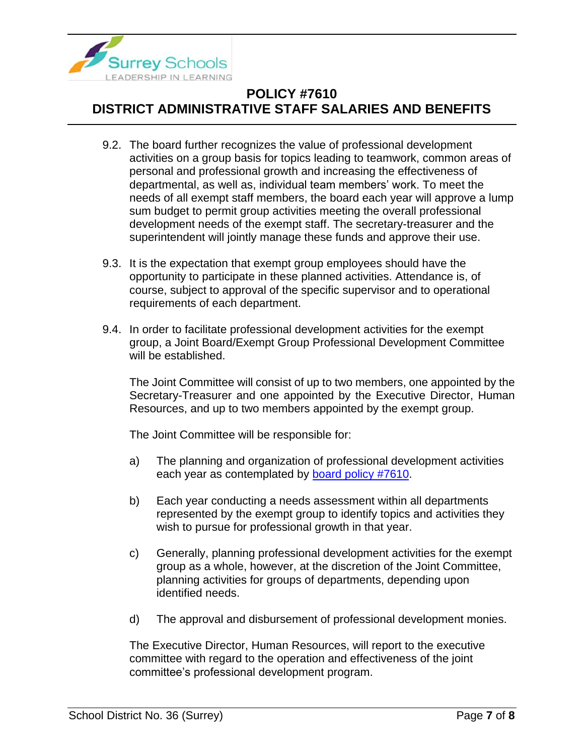9.2. The board further recognizes the value of professional development activities on a group basis for topics leading to teamwork, common areas of personal and professional growth and increasing the effectiveness of departmental, as well as, individual team members' work. To meet the needs of all exempt staff members, the board each year will approve a lump sum budget to permit group activities meeting the overall professional development needs of the exempt staff. The secretary-treasurer and the superintendent will jointly manage these funds and approve their use.

9.3. It is the expectation that exempt group employees should have the opportunity to participate in these planned activities. Attendance is, of course, subject to approval of the specific supervisor and to operational requirements of each department.

9.4. In order to facilitate professional development activities for the exempt group, a Joint Board/Exempt Group Professional Development Committee will be established.

The Joint Committee will consist of up to two members, one appointed by the Secretary-Treasurer and one appointed by the Executive Director, Human Resources, and up to two members appointed by the exempt group.

The Joint Committee will be responsible for:

a) The planning and organization of professional development activities each year as contemplated by board policy #7610.

b) Each year conducting a needs assessment within all departments represented by the exempt group to identify topics and activities they wish to pursue for professional growth in that year.

c) Generally, planning professional development activities for the exempt group as a whole, however, at the discretion of the Joint Committee, planning activities for groups of departments, depending upon identified needs.

d) The approval and disbursement of professional development monies.

The Executive Director, Human Resources, will report to the executive committee with regard to the operation and effectiveness of the joint committee's professional development program.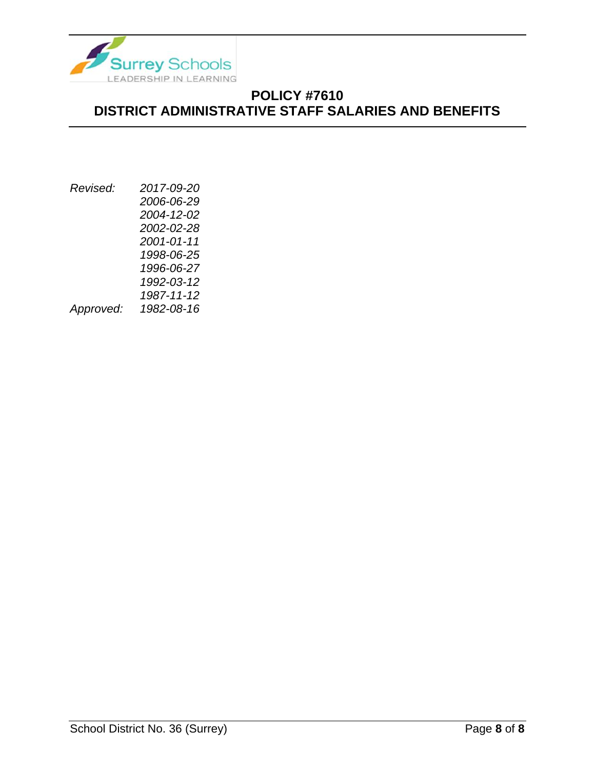# POLICY #7610
# DISTRICT ADMINISTRATIVE STAFF SALARIES AND BENEFITS

| | |
|---|---|
| *Revised:* | *2017-09-20* |
| | *2006-06-29* |
| | *2004-12-02* |
| | *2002-02-28* |
| | *2001-01-11* |
| | *1998-06-25* |
| | *1996-06-27* |
| | *1992-03-12* |
| | *1987-11-12* |
| *Approved:* | *1982-08-16* |